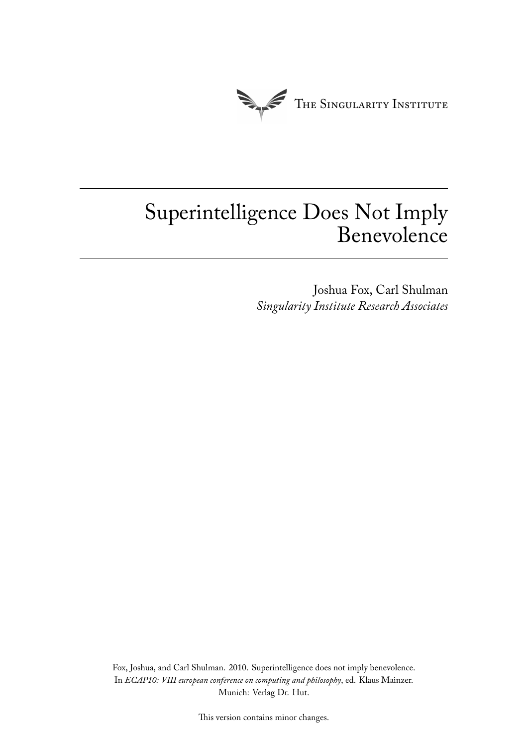The Singularity Institute

# Superintelligence Does Not Imply Benevolence

Joshua Fox, Carl Shulman
*Singularity Institute Research Associates*

Fox, Joshua, and Carl Shulman. 2010. Superintelligence does not imply benevolence. In *ECAP10: VIII european conference on computing and philosophy*, ed. Klaus Mainzer. Munich: Verlag Dr. Hut.

This version contains minor changes.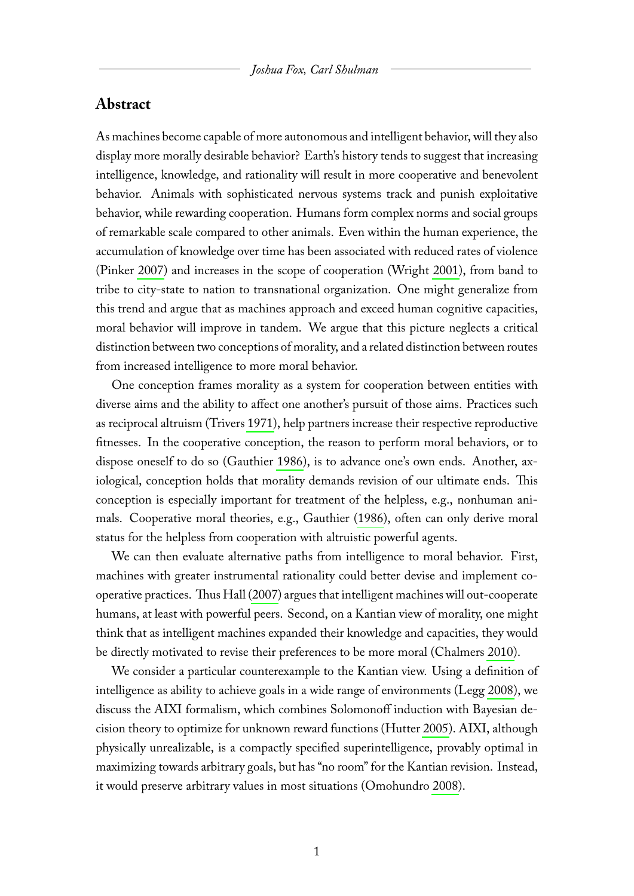## Abstract

As machines become capable of more autonomous and intelligent behavior, will they also display more morally desirable behavior? Earth's history tends to suggest that increasing intelligence, knowledge, and rationality will result in more cooperative and benevolent behavior. Animals with sophisticated nervous systems track and punish exploitative behavior, while rewarding cooperation. Humans form complex norms and social groups of remarkable scale compared to other animals. Even within the human experience, the accumulation of knowledge over time has been associated with reduced rates of violence (Pinker 2007) and increases in the scope of cooperation (Wright 2001), from band to tribe to city-state to nation to transnational organization. One might generalize from this trend and argue that as machines approach and exceed human cognitive capacities, moral behavior will improve in tandem. We argue that this picture neglects a critical distinction between two conceptions of morality, and a related distinction between routes from increased intelligence to more moral behavior.

One conception frames morality as a system for cooperation between entities with diverse aims and the ability to affect one another's pursuit of those aims. Practices such as reciprocal altruism (Trivers 1971), help partners increase their respective reproductive fitnesses. In the cooperative conception, the reason to perform moral behaviors, or to dispose oneself to do so (Gauthier 1986), is to advance one's own ends. Another, axiological, conception holds that morality demands revision of our ultimate ends. This conception is especially important for treatment of the helpless, e.g., nonhuman animals. Cooperative moral theories, e.g., Gauthier (1986), often can only derive moral status for the helpless from cooperation with altruistic powerful agents.

We can then evaluate alternative paths from intelligence to moral behavior. First, machines with greater instrumental rationality could better devise and implement cooperative practices. Thus Hall (2007) argues that intelligent machines will out-cooperate humans, at least with powerful peers. Second, on a Kantian view of morality, one might think that as intelligent machines expanded their knowledge and capacities, they would be directly motivated to revise their preferences to be more moral (Chalmers 2010).

We consider a particular counterexample to the Kantian view. Using a definition of intelligence as ability to achieve goals in a wide range of environments (Legg 2008), we discuss the AIXI formalism, which combines Solomonoff induction with Bayesian decision theory to optimize for unknown reward functions (Hutter 2005). AIXI, although physically unrealizable, is a compactly specified superintelligence, provably optimal in maximizing towards arbitrary goals, but has "no room" for the Kantian revision. Instead, it would preserve arbitrary values in most situations (Omohundro 2008).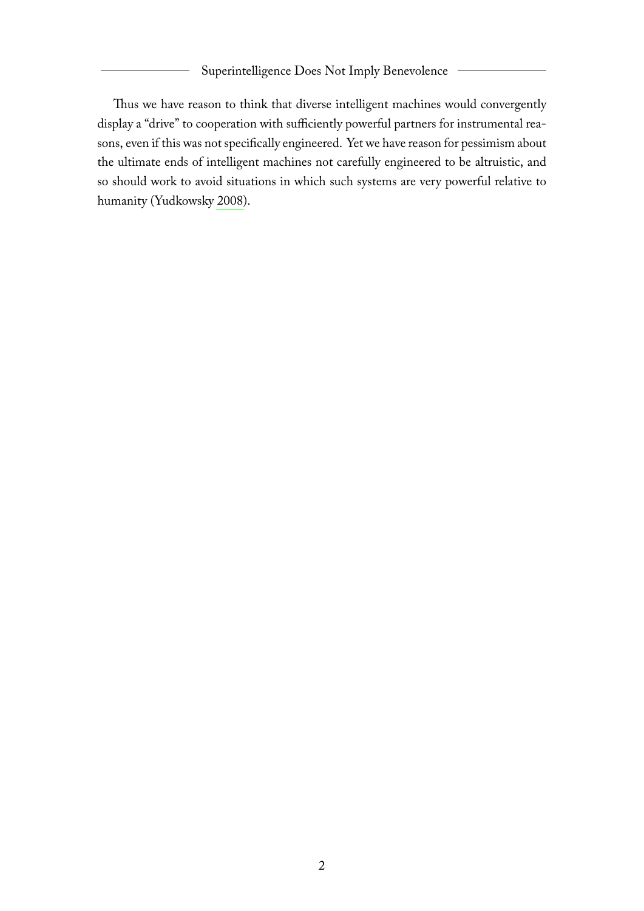Thus we have reason to think that diverse intelligent machines would convergently display a "drive" to cooperation with sufficiently powerful partners for instrumental reasons, even if this was not specifically engineered. Yet we have reason for pessimism about the ultimate ends of intelligent machines not carefully engineered to be altruistic, and so should work to avoid situations in which such systems are very powerful relative to humanity (Yudkowsky 2008).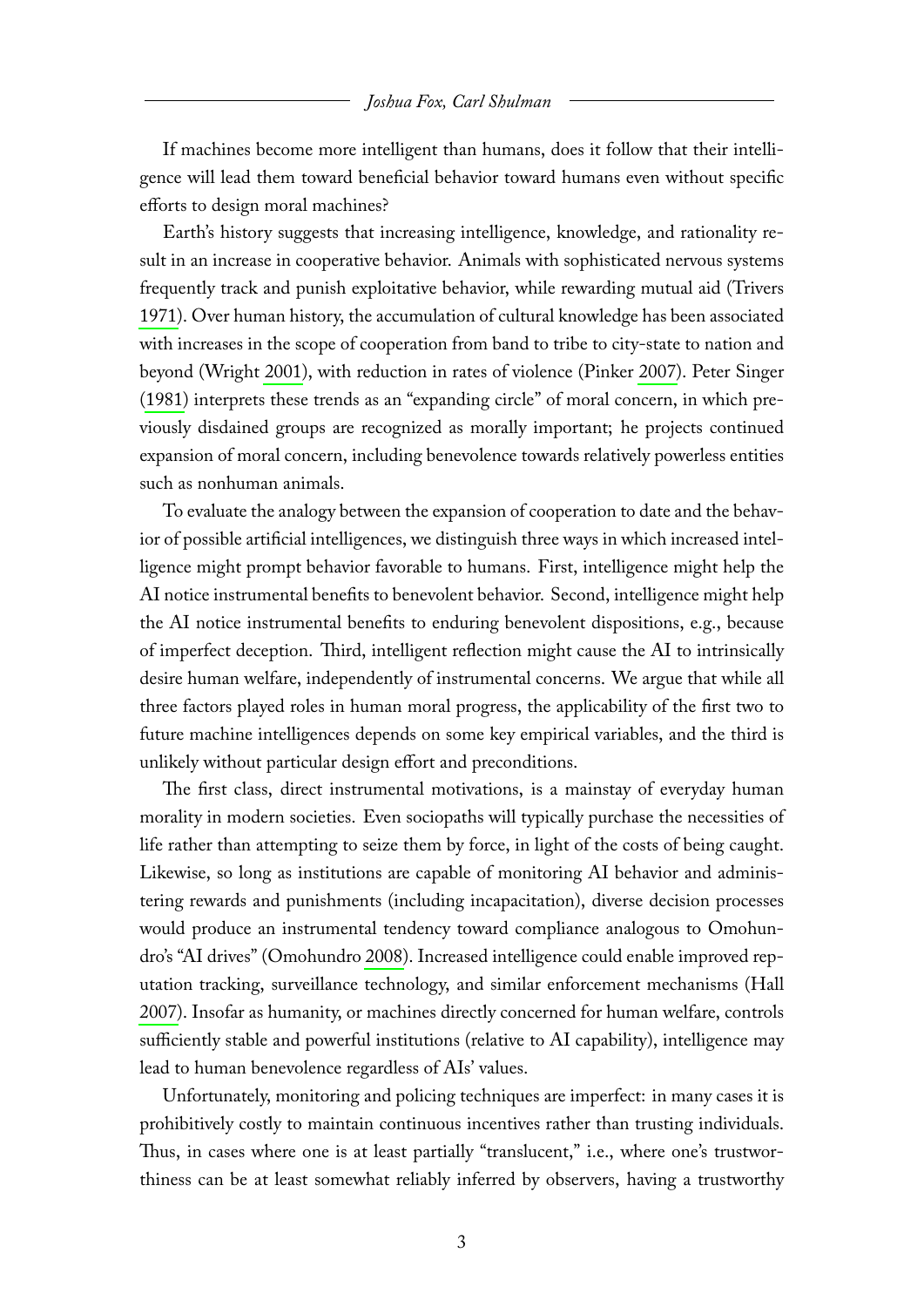If machines become more intelligent than humans, does it follow that their intelligence will lead them toward beneficial behavior toward humans even without specific efforts to design moral machines?

Earth's history suggests that increasing intelligence, knowledge, and rationality result in an increase in cooperative behavior. Animals with sophisticated nervous systems frequently track and punish exploitative behavior, while rewarding mutual aid (Trivers 1971). Over human history, the accumulation of cultural knowledge has been associated with increases in the scope of cooperation from band to tribe to city-state to nation and beyond (Wright 2001), with reduction in rates of violence (Pinker 2007). Peter Singer (1981) interprets these trends as an "expanding circle" of moral concern, in which previously disdained groups are recognized as morally important; he projects continued expansion of moral concern, including benevolence towards relatively powerless entities such as nonhuman animals.

To evaluate the analogy between the expansion of cooperation to date and the behavior of possible artificial intelligences, we distinguish three ways in which increased intelligence might prompt behavior favorable to humans. First, intelligence might help the AI notice instrumental benefits to benevolent behavior. Second, intelligence might help the AI notice instrumental benefits to enduring benevolent dispositions, e.g., because of imperfect deception. Third, intelligent reflection might cause the AI to intrinsically desire human welfare, independently of instrumental concerns. We argue that while all three factors played roles in human moral progress, the applicability of the first two to future machine intelligences depends on some key empirical variables, and the third is unlikely without particular design effort and preconditions.

The first class, direct instrumental motivations, is a mainstay of everyday human morality in modern societies. Even sociopaths will typically purchase the necessities of life rather than attempting to seize them by force, in light of the costs of being caught. Likewise, so long as institutions are capable of monitoring AI behavior and administering rewards and punishments (including incapacitation), diverse decision processes would produce an instrumental tendency toward compliance analogous to Omohundro's "AI drives" (Omohundro 2008). Increased intelligence could enable improved reputation tracking, surveillance technology, and similar enforcement mechanisms (Hall 2007). Insofar as humanity, or machines directly concerned for human welfare, controls sufficiently stable and powerful institutions (relative to AI capability), intelligence may lead to human benevolence regardless of AIs' values.

Unfortunately, monitoring and policing techniques are imperfect: in many cases it is prohibitively costly to maintain continuous incentives rather than trusting individuals. Thus, in cases where one is at least partially "translucent," i.e., where one's trustworthiness can be at least somewhat reliably inferred by observers, having a trustworthy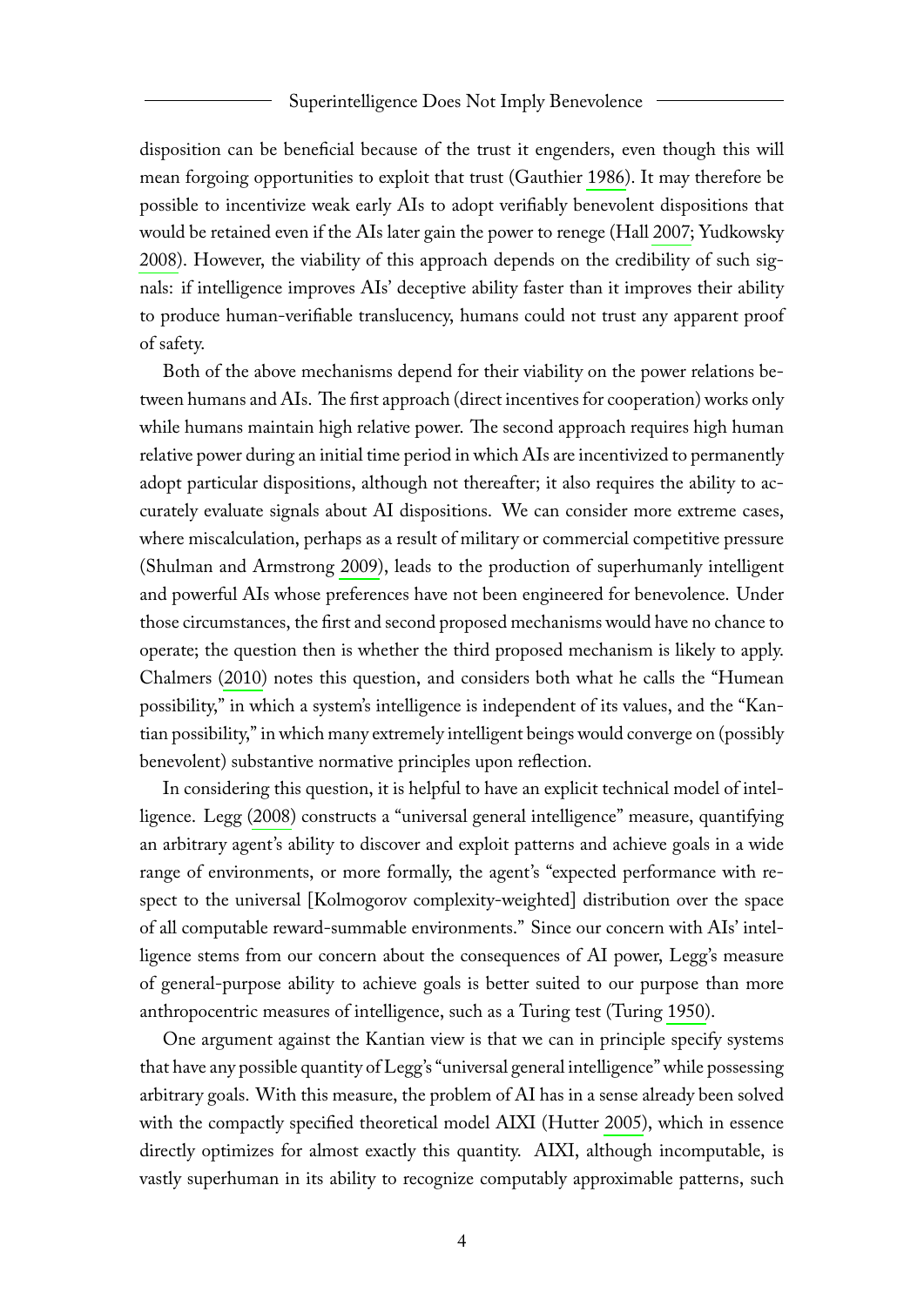disposition can be beneficial because of the trust it engenders, even though this will mean forgoing opportunities to exploit that trust (Gauthier 1986). It may therefore be possible to incentivize weak early AIs to adopt verifiably benevolent dispositions that would be retained even if the AIs later gain the power to renege (Hall 2007; Yudkowsky 2008). However, the viability of this approach depends on the credibility of such signals: if intelligence improves AIs' deceptive ability faster than it improves their ability to produce human-verifiable translucency, humans could not trust any apparent proof of safety.

Both of the above mechanisms depend for their viability on the power relations between humans and AIs. The first approach (direct incentives for cooperation) works only while humans maintain high relative power. The second approach requires high human relative power during an initial time period in which AIs are incentivized to permanently adopt particular dispositions, although not thereafter; it also requires the ability to accurately evaluate signals about AI dispositions. We can consider more extreme cases, where miscalculation, perhaps as a result of military or commercial competitive pressure (Shulman and Armstrong 2009), leads to the production of superhumanly intelligent and powerful AIs whose preferences have not been engineered for benevolence. Under those circumstances, the first and second proposed mechanisms would have no chance to operate; the question then is whether the third proposed mechanism is likely to apply. Chalmers (2010) notes this question, and considers both what he calls the "Humean possibility," in which a system's intelligence is independent of its values, and the "Kantian possibility," in which many extremely intelligent beings would converge on (possibly benevolent) substantive normative principles upon reflection.

In considering this question, it is helpful to have an explicit technical model of intelligence. Legg (2008) constructs a "universal general intelligence" measure, quantifying an arbitrary agent's ability to discover and exploit patterns and achieve goals in a wide range of environments, or more formally, the agent's "expected performance with respect to the universal [Kolmogorov complexity-weighted] distribution over the space of all computable reward-summable environments." Since our concern with AIs' intelligence stems from our concern about the consequences of AI power, Legg's measure of general-purpose ability to achieve goals is better suited to our purpose than more anthropocentric measures of intelligence, such as a Turing test (Turing 1950).

One argument against the Kantian view is that we can in principle specify systems that have any possible quantity of Legg's "universal general intelligence" while possessing arbitrary goals. With this measure, the problem of AI has in a sense already been solved with the compactly specified theoretical model AIXI (Hutter 2005), which in essence directly optimizes for almost exactly this quantity. AIXI, although incomputable, is vastly superhuman in its ability to recognize computably approximable patterns, such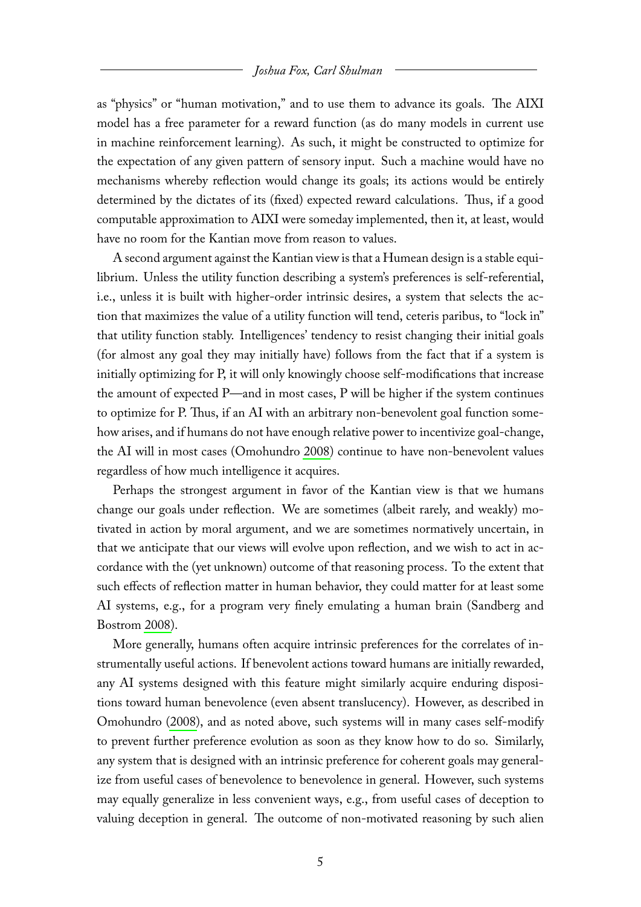as "physics" or "human motivation," and to use them to advance its goals. The AIXI model has a free parameter for a reward function (as do many models in current use in machine reinforcement learning). As such, it might be constructed to optimize for the expectation of any given pattern of sensory input. Such a machine would have no mechanisms whereby reflection would change its goals; its actions would be entirely determined by the dictates of its (fixed) expected reward calculations. Thus, if a good computable approximation to AIXI were someday implemented, then it, at least, would have no room for the Kantian move from reason to values.

A second argument against the Kantian view is that a Humean design is a stable equilibrium. Unless the utility function describing a system's preferences is self-referential, i.e., unless it is built with higher-order intrinsic desires, a system that selects the action that maximizes the value of a utility function will tend, ceteris paribus, to "lock in" that utility function stably. Intelligences' tendency to resist changing their initial goals (for almost any goal they may initially have) follows from the fact that if a system is initially optimizing for P, it will only knowingly choose self-modifications that increase the amount of expected P—and in most cases, P will be higher if the system continues to optimize for P. Thus, if an AI with an arbitrary non-benevolent goal function somehow arises, and if humans do not have enough relative power to incentivize goal-change, the AI will in most cases (Omohundro 2008) continue to have non-benevolent values regardless of how much intelligence it acquires.

Perhaps the strongest argument in favor of the Kantian view is that we humans change our goals under reflection. We are sometimes (albeit rarely, and weakly) motivated in action by moral argument, and we are sometimes normatively uncertain, in that we anticipate that our views will evolve upon reflection, and we wish to act in accordance with the (yet unknown) outcome of that reasoning process. To the extent that such effects of reflection matter in human behavior, they could matter for at least some AI systems, e.g., for a program very finely emulating a human brain (Sandberg and Bostrom 2008).

More generally, humans often acquire intrinsic preferences for the correlates of instrumentally useful actions. If benevolent actions toward humans are initially rewarded, any AI systems designed with this feature might similarly acquire enduring dispositions toward human benevolence (even absent translucency). However, as described in Omohundro (2008), and as noted above, such systems will in many cases self-modify to prevent further preference evolution as soon as they know how to do so. Similarly, any system that is designed with an intrinsic preference for coherent goals may generalize from useful cases of benevolence to benevolence in general. However, such systems may equally generalize in less convenient ways, e.g., from useful cases of deception to valuing deception in general. The outcome of non-motivated reasoning by such alien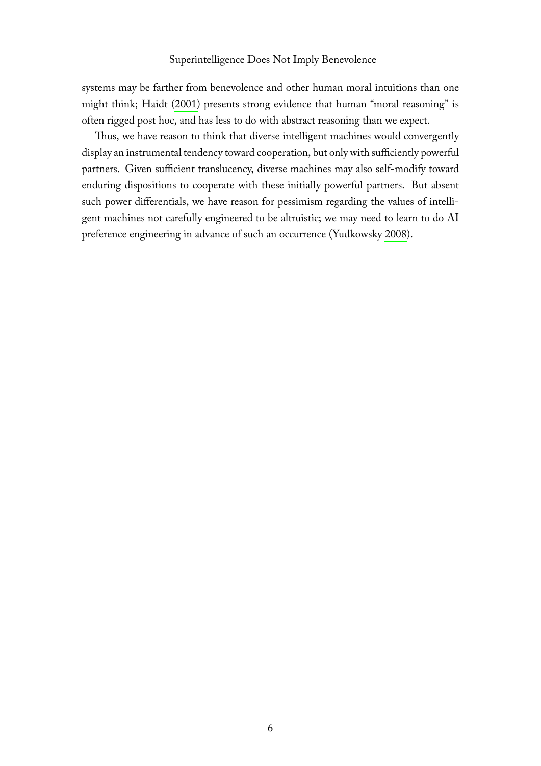systems may be farther from benevolence and other human moral intuitions than one might think; Haidt (2001) presents strong evidence that human "moral reasoning" is often rigged post hoc, and has less to do with abstract reasoning than we expect.

Thus, we have reason to think that diverse intelligent machines would convergently display an instrumental tendency toward cooperation, but only with sufficiently powerful partners. Given sufficient translucency, diverse machines may also self-modify toward enduring dispositions to cooperate with these initially powerful partners. But absent such power differentials, we have reason for pessimism regarding the values of intelligent machines not carefully engineered to be altruistic; we may need to learn to do AI preference engineering in advance of such an occurrence (Yudkowsky 2008).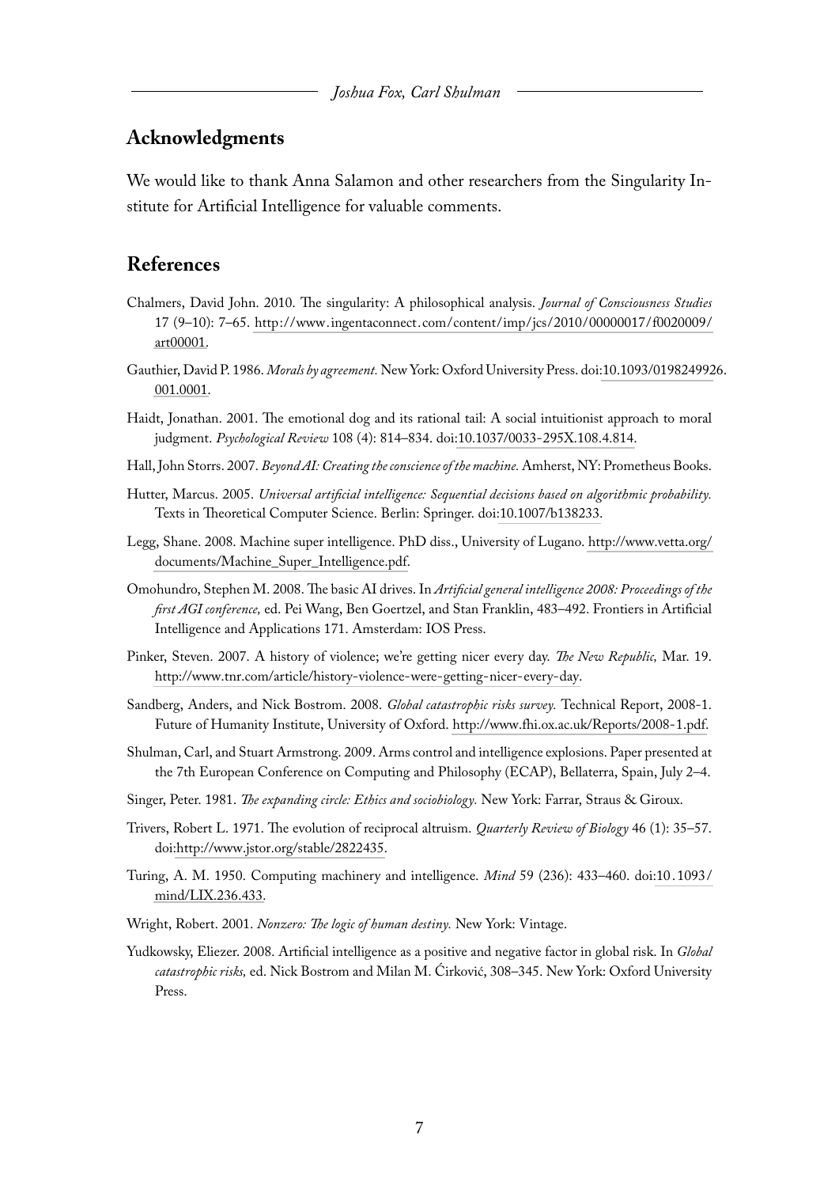## Acknowledgments

We would like to thank Anna Salamon and other researchers from the Singularity Institute for Artificial Intelligence for valuable comments.

## References

Chalmers, David John. 2010. The singularity: A philosophical analysis. *Journal of Consciousness Studies* 17 (9–10): 7–65. http://www.ingentaconnect.com/content/imp/jcs/2010/00000017/f0020009/art00001.

Gauthier, David P. 1986. *Morals by agreement.* New York: Oxford University Press. doi:10.1093/0198249926.001.0001.

Haidt, Jonathan. 2001. The emotional dog and its rational tail: A social intuitionist approach to moral judgment. *Psychological Review* 108 (4): 814–834. doi:10.1037/0033-295X.108.4.814.

Hall, John Storrs. 2007. *Beyond AI: Creating the conscience of the machine.* Amherst, NY: Prometheus Books.

Hutter, Marcus. 2005. *Universal artificial intelligence: Sequential decisions based on algorithmic probability.* Texts in Theoretical Computer Science. Berlin: Springer. doi:10.1007/b138233.

Legg, Shane. 2008. Machine super intelligence. PhD diss., University of Lugano. http://www.vetta.org/documents/Machine_Super_Intelligence.pdf.

Omohundro, Stephen M. 2008. The basic AI drives. In *Artificial general intelligence 2008: Proceedings of the first AGI conference,* ed. Pei Wang, Ben Goertzel, and Stan Franklin, 483–492. Frontiers in Artificial Intelligence and Applications 171. Amsterdam: IOS Press.

Pinker, Steven. 2007. A history of violence; we're getting nicer every day. *The New Republic,* Mar. 19. http://www.tnr.com/article/history-violence-were-getting-nicer-every-day.

Sandberg, Anders, and Nick Bostrom. 2008. *Global catastrophic risks survey.* Technical Report, 2008-1. Future of Humanity Institute, University of Oxford. http://www.fhi.ox.ac.uk/Reports/2008-1.pdf.

Shulman, Carl, and Stuart Armstrong. 2009. Arms control and intelligence explosions. Paper presented at the 7th European Conference on Computing and Philosophy (ECAP), Bellaterra, Spain, July 2–4.

Singer, Peter. 1981. *The expanding circle: Ethics and sociobiology.* New York: Farrar, Straus & Giroux.

Trivers, Robert L. 1971. The evolution of reciprocal altruism. *Quarterly Review of Biology* 46 (1): 35–57. doi:http://www.jstor.org/stable/2822435.

Turing, A. M. 1950. Computing machinery and intelligence. *Mind* 59 (236): 433–460. doi:10.1093/mind/LIX.236.433.

Wright, Robert. 2001. *Nonzero: The logic of human destiny.* New York: Vintage.

Yudkowsky, Eliezer. 2008. Artificial intelligence as a positive and negative factor in global risk. In *Global catastrophic risks,* ed. Nick Bostrom and Milan M. Ćirković, 308–345. New York: Oxford University Press.